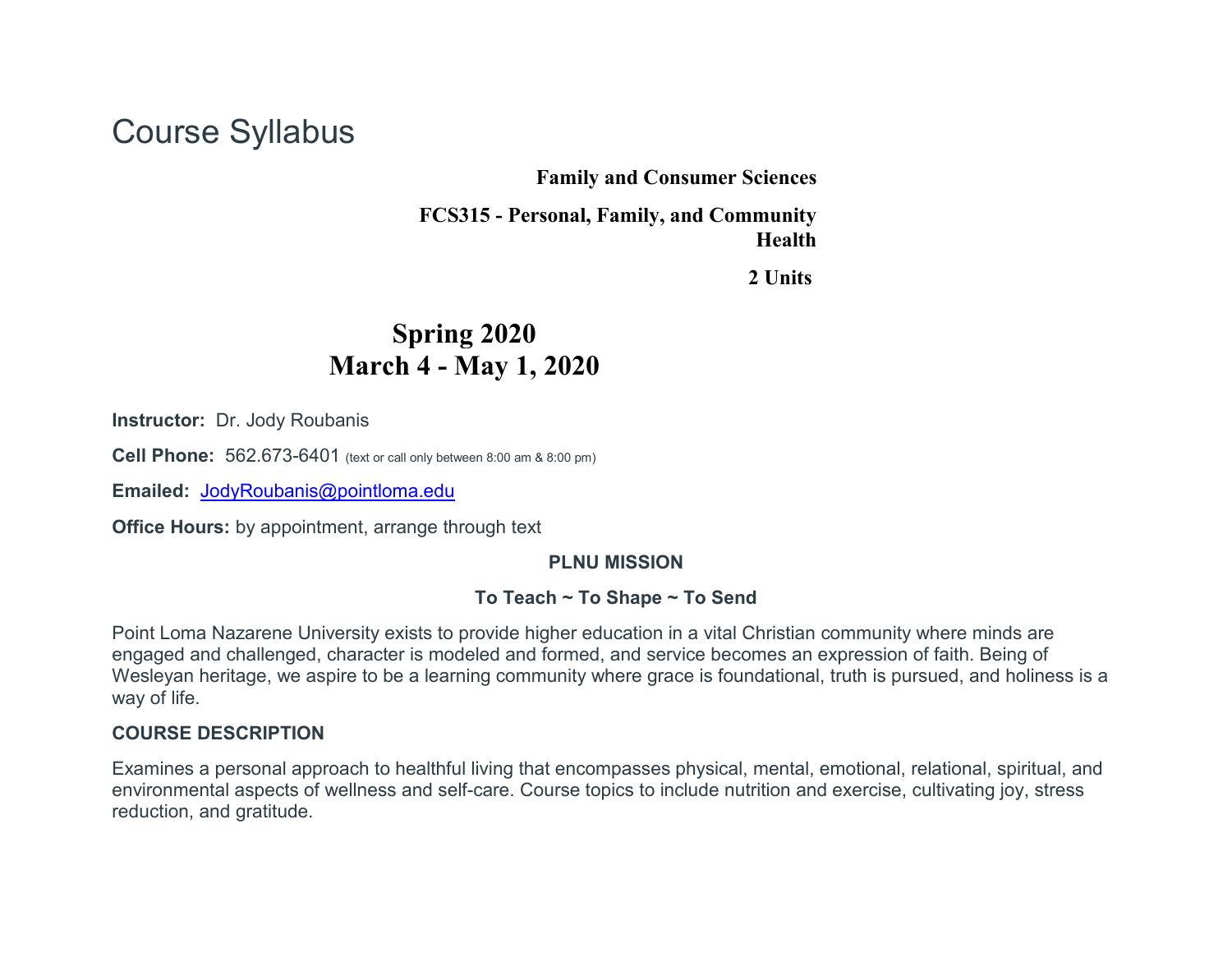# Course Syllabus

**Family and Consumer Sciences**

**FCS315 - Personal, Family, and Community Health**

**2 Units**

## Spring 2020
## March 4 - May 1, 2020

**Instructor:** Dr. Jody Roubanis

**Cell Phone:** 562.673-6401 (text or call only between 8:00 am & 8:00 pm)

**Emailed:** JodyRoubanis@pointloma.edu

**Office Hours:** by appointment, arrange through text

**PLNU MISSION**

**To Teach ~ To Shape ~ To Send**

Point Loma Nazarene University exists to provide higher education in a vital Christian community where minds are engaged and challenged, character is modeled and formed, and service becomes an expression of faith. Being of Wesleyan heritage, we aspire to be a learning community where grace is foundational, truth is pursued, and holiness is a way of life.

**COURSE DESCRIPTION**

Examines a personal approach to healthful living that encompasses physical, mental, emotional, relational, spiritual, and environmental aspects of wellness and self-care. Course topics to include nutrition and exercise, cultivating joy, stress reduction, and gratitude.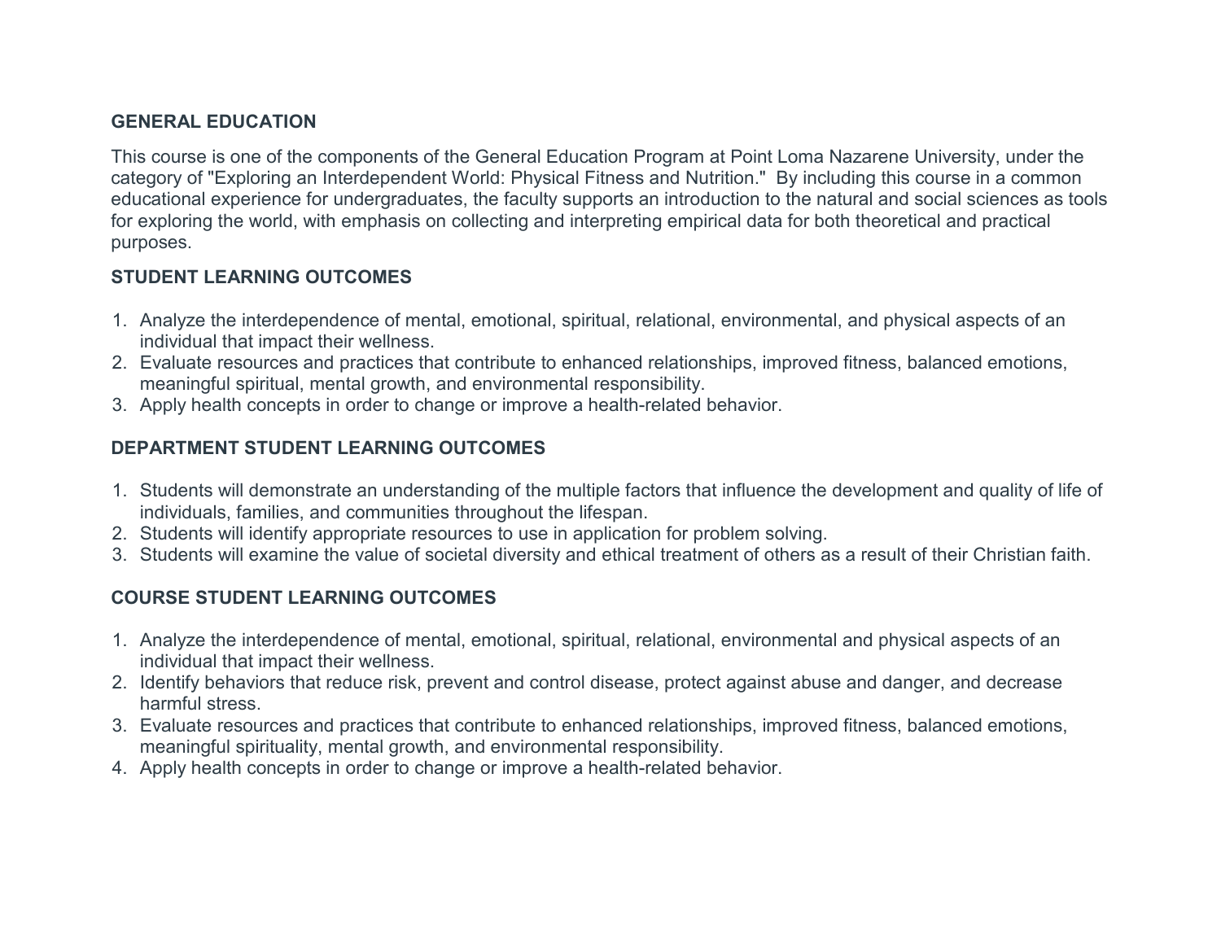## GENERAL EDUCATION

This course is one of the components of the General Education Program at Point Loma Nazarene University, under the category of "Exploring an Interdependent World: Physical Fitness and Nutrition." By including this course in a common educational experience for undergraduates, the faculty supports an introduction to the natural and social sciences as tools for exploring the world, with emphasis on collecting and interpreting empirical data for both theoretical and practical purposes.

## STUDENT LEARNING OUTCOMES

1. Analyze the interdependence of mental, emotional, spiritual, relational, environmental, and physical aspects of an individual that impact their wellness.
2. Evaluate resources and practices that contribute to enhanced relationships, improved fitness, balanced emotions, meaningful spiritual, mental growth, and environmental responsibility.
3. Apply health concepts in order to change or improve a health-related behavior.

## DEPARTMENT STUDENT LEARNING OUTCOMES

1. Students will demonstrate an understanding of the multiple factors that influence the development and quality of life of individuals, families, and communities throughout the lifespan.
2. Students will identify appropriate resources to use in application for problem solving.
3. Students will examine the value of societal diversity and ethical treatment of others as a result of their Christian faith.

## COURSE STUDENT LEARNING OUTCOMES

1. Analyze the interdependence of mental, emotional, spiritual, relational, environmental and physical aspects of an individual that impact their wellness.
2. Identify behaviors that reduce risk, prevent and control disease, protect against abuse and danger, and decrease harmful stress.
3. Evaluate resources and practices that contribute to enhanced relationships, improved fitness, balanced emotions, meaningful spirituality, mental growth, and environmental responsibility.
4. Apply health concepts in order to change or improve a health-related behavior.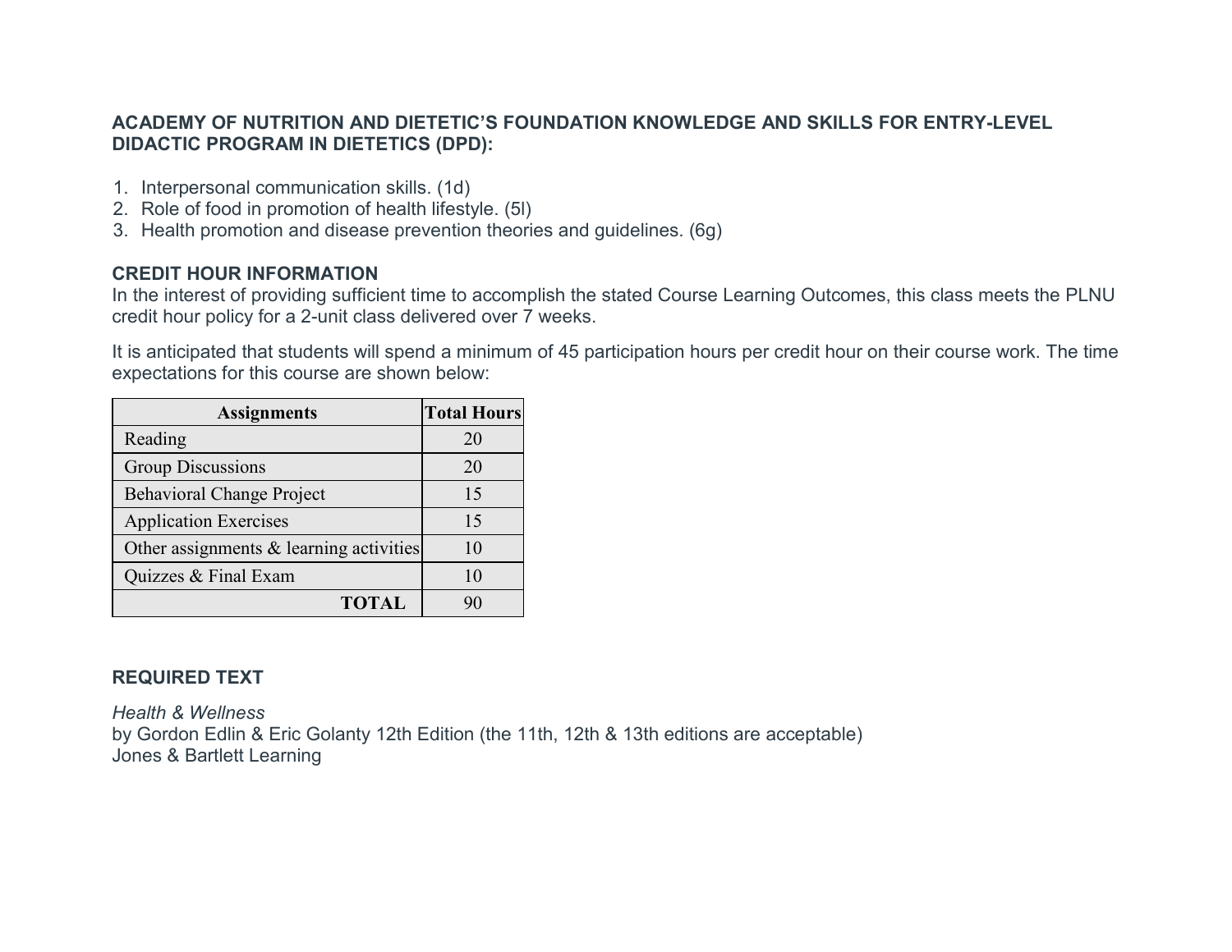## ACADEMY OF NUTRITION AND DIETETIC'S FOUNDATION KNOWLEDGE AND SKILLS FOR ENTRY-LEVEL DIDACTIC PROGRAM IN DIETETICS (DPD):

1. Interpersonal communication skills. (1d)
2. Role of food in promotion of health lifestyle. (5l)
3. Health promotion and disease prevention theories and guidelines. (6g)

## CREDIT HOUR INFORMATION

In the interest of providing sufficient time to accomplish the stated Course Learning Outcomes, this class meets the PLNU credit hour policy for a 2-unit class delivered over 7 weeks.

It is anticipated that students will spend a minimum of 45 participation hours per credit hour on their course work. The time expectations for this course are shown below:

| Assignments | Total Hours |
|---|---|
| Reading | 20 |
| Group Discussions | 20 |
| Behavioral Change Project | 15 |
| Application Exercises | 15 |
| Other assignments & learning activities | 10 |
| Quizzes & Final Exam | 10 |
| **TOTAL** | 90 |

## REQUIRED TEXT

*Health & Wellness*
by Gordon Edlin & Eric Golanty 12th Edition (the 11th, 12th & 13th editions are acceptable)
Jones & Bartlett Learning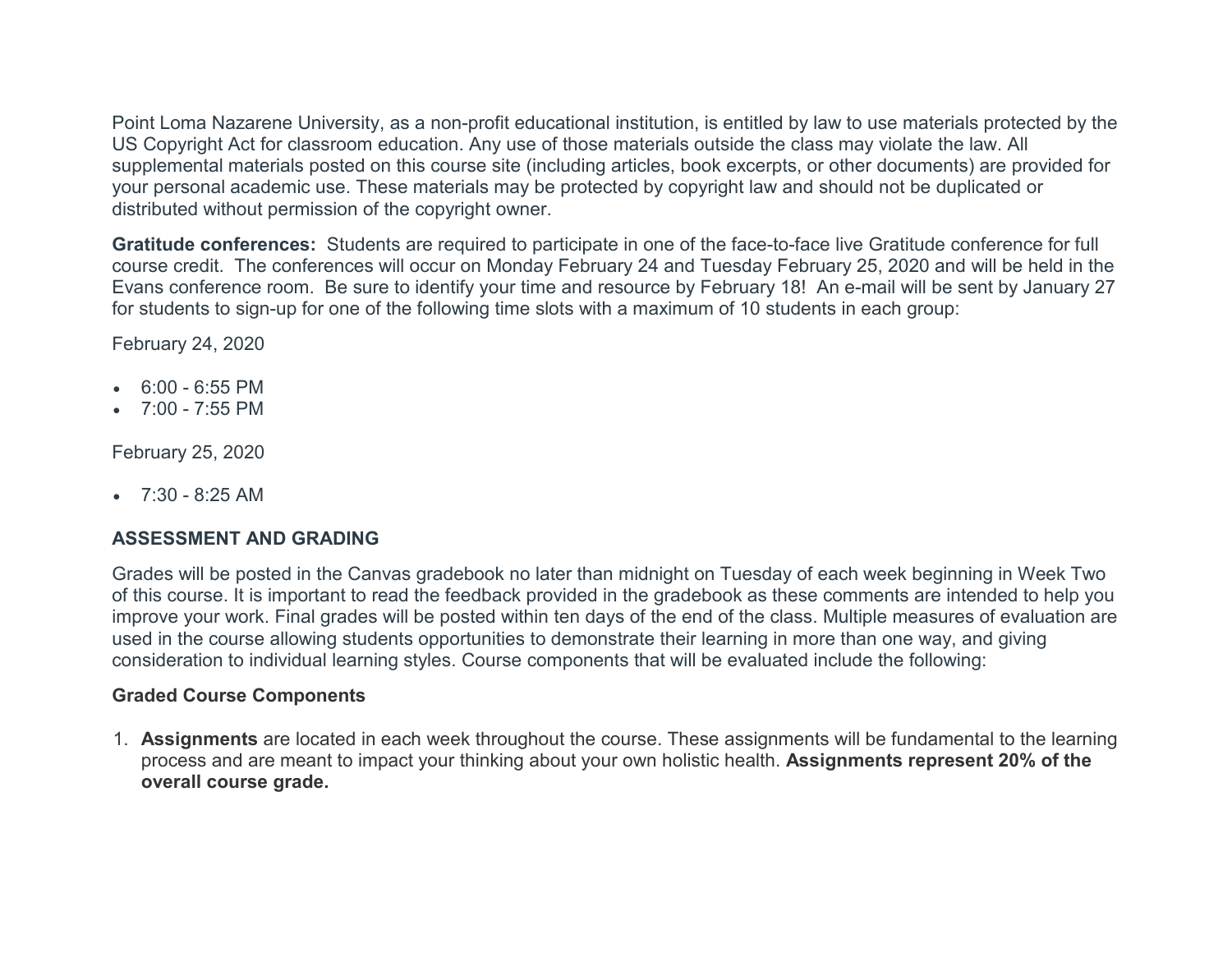Point Loma Nazarene University, as a non-profit educational institution, is entitled by law to use materials protected by the US Copyright Act for classroom education. Any use of those materials outside the class may violate the law. All supplemental materials posted on this course site (including articles, book excerpts, or other documents) are provided for your personal academic use. These materials may be protected by copyright law and should not be duplicated or distributed without permission of the copyright owner.

**Gratitude conferences:** Students are required to participate in one of the face-to-face live Gratitude conference for full course credit. The conferences will occur on Monday February 24 and Tuesday February 25, 2020 and will be held in the Evans conference room. Be sure to identify your time and resource by February 18! An e-mail will be sent by January 27 for students to sign-up for one of the following time slots with a maximum of 10 students in each group:

February 24, 2020

- 6:00 - 6:55 PM
- 7:00 - 7:55 PM

February 25, 2020

- 7:30 - 8:25 AM

## ASSESSMENT AND GRADING

Grades will be posted in the Canvas gradebook no later than midnight on Tuesday of each week beginning in Week Two of this course. It is important to read the feedback provided in the gradebook as these comments are intended to help you improve your work. Final grades will be posted within ten days of the end of the class. Multiple measures of evaluation are used in the course allowing students opportunities to demonstrate their learning in more than one way, and giving consideration to individual learning styles. Course components that will be evaluated include the following:

### Graded Course Components

1. **Assignments** are located in each week throughout the course. These assignments will be fundamental to the learning process and are meant to impact your thinking about your own holistic health. **Assignments represent 20% of the overall course grade.**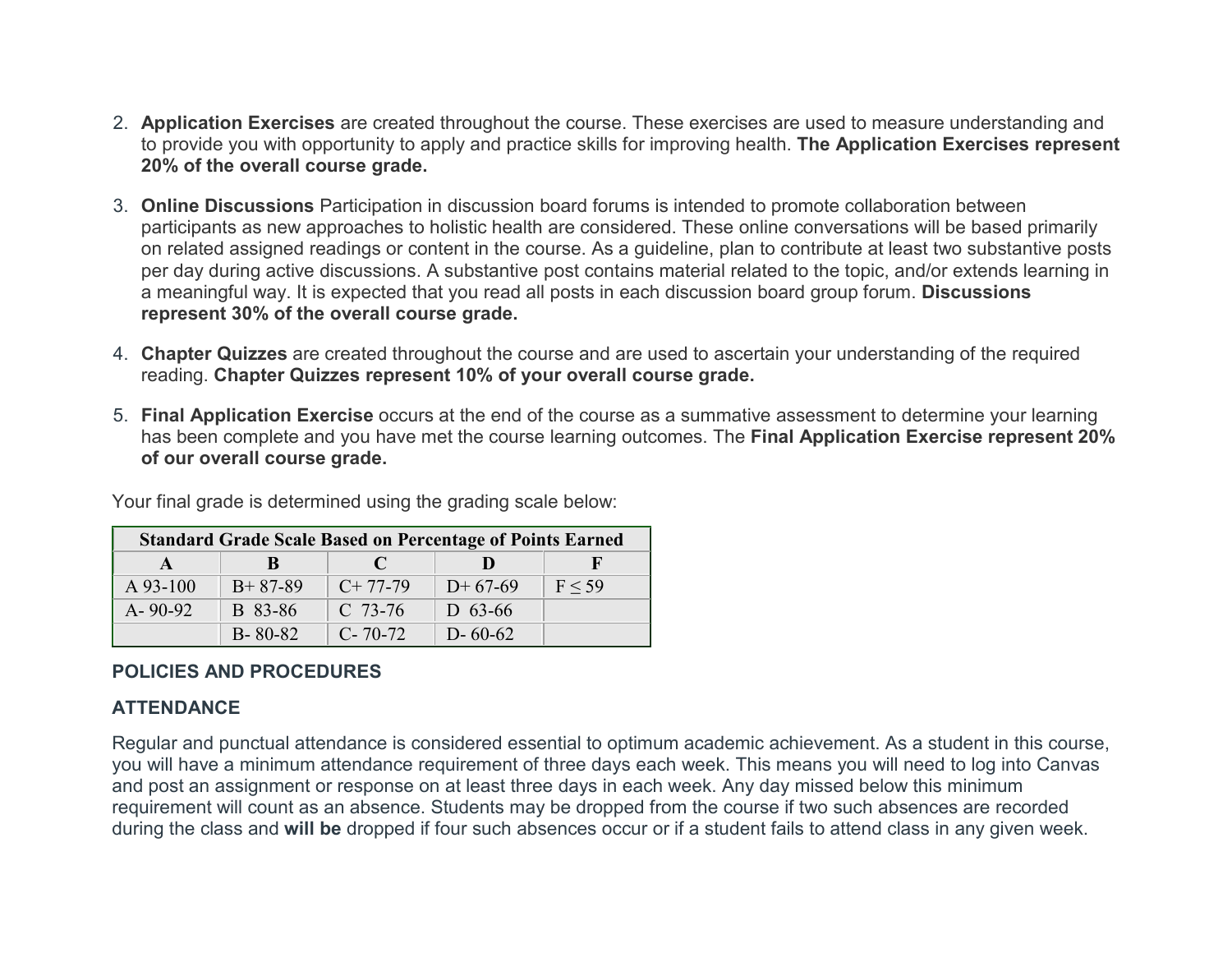2. **Application Exercises** are created throughout the course. These exercises are used to measure understanding and to provide you with opportunity to apply and practice skills for improving health. **The Application Exercises represent 20% of the overall course grade.**

3. **Online Discussions** Participation in discussion board forums is intended to promote collaboration between participants as new approaches to holistic health are considered. These online conversations will be based primarily on related assigned readings or content in the course. As a guideline, plan to contribute at least two substantive posts per day during active discussions. A substantive post contains material related to the topic, and/or extends learning in a meaningful way. It is expected that you read all posts in each discussion board group forum. **Discussions represent 30% of the overall course grade.**

4. **Chapter Quizzes** are created throughout the course and are used to ascertain your understanding of the required reading. **Chapter Quizzes represent 10% of your overall course grade.**

5. **Final Application Exercise** occurs at the end of the course as a summative assessment to determine your learning has been complete and you have met the course learning outcomes. The **Final Application Exercise represent 20% of our overall course grade.**

Your final grade is determined using the grading scale below:

| Standard Grade Scale Based on Percentage of Points Earned | | | | |
|---|---|---|---|---|
| **A** | **B** | **C** | **D** | **F** |
| A 93-100 | B+ 87-89 | C+ 77-79 | D+ 67-69 | F ≤ 59 |
| A- 90-92 | B 83-86 | C 73-76 | D 63-66 | |
| | B- 80-82 | C- 70-72 | D- 60-62 | |

**POLICIES AND PROCEDURES**

**ATTENDANCE**

Regular and punctual attendance is considered essential to optimum academic achievement. As a student in this course, you will have a minimum attendance requirement of three days each week. This means you will need to log into Canvas and post an assignment or response on at least three days in each week. Any day missed below this minimum requirement will count as an absence. Students may be dropped from the course if two such absences are recorded during the class and **will be** dropped if four such absences occur or if a student fails to attend class in any given week.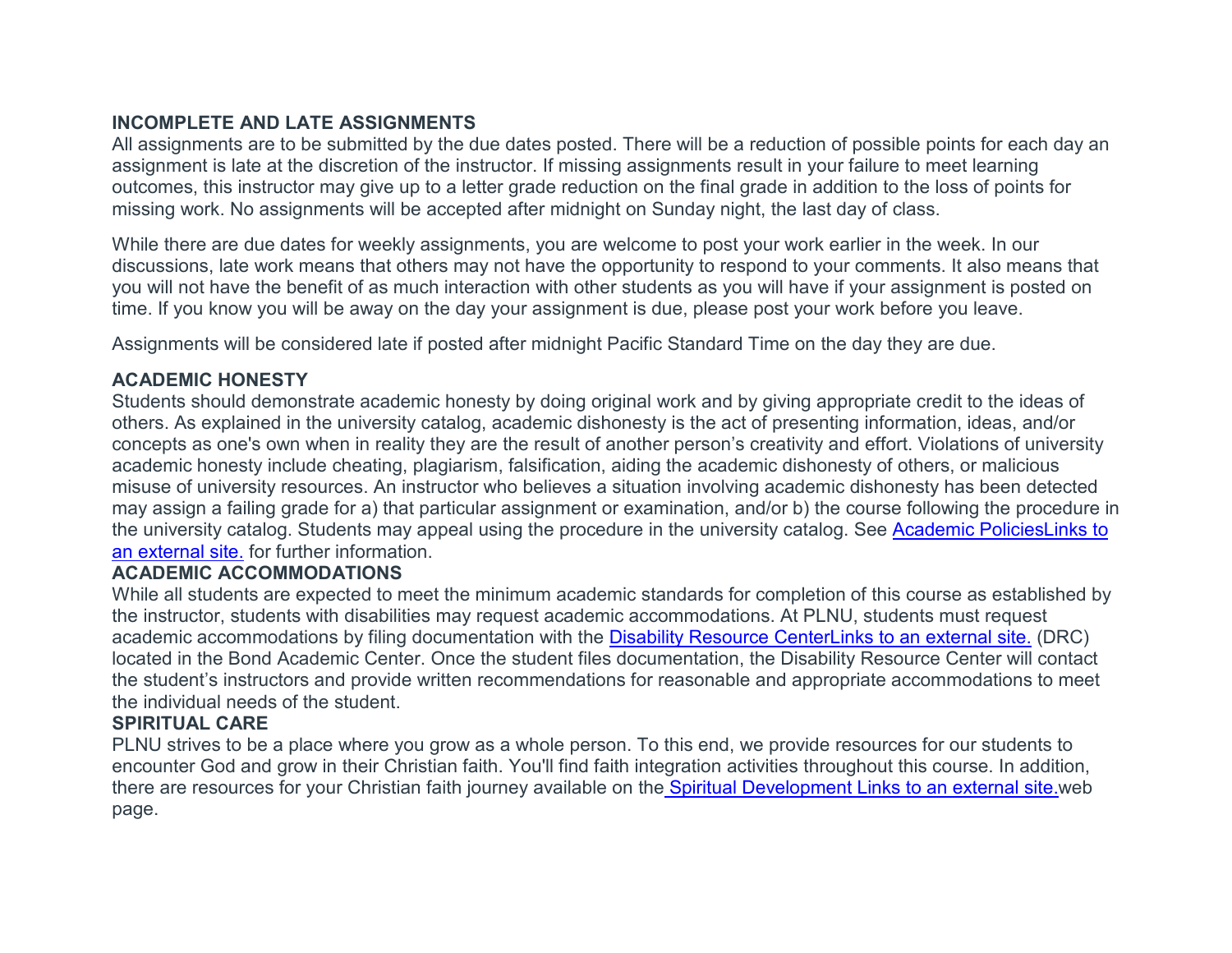**INCOMPLETE AND LATE ASSIGNMENTS**

All assignments are to be submitted by the due dates posted. There will be a reduction of possible points for each day an assignment is late at the discretion of the instructor. If missing assignments result in your failure to meet learning outcomes, this instructor may give up to a letter grade reduction on the final grade in addition to the loss of points for missing work. No assignments will be accepted after midnight on Sunday night, the last day of class.

While there are due dates for weekly assignments, you are welcome to post your work earlier in the week. In our discussions, late work means that others may not have the opportunity to respond to your comments. It also means that you will not have the benefit of as much interaction with other students as you will have if your assignment is posted on time. If you know you will be away on the day your assignment is due, please post your work before you leave.

Assignments will be considered late if posted after midnight Pacific Standard Time on the day they are due.

**ACADEMIC HONESTY**

Students should demonstrate academic honesty by doing original work and by giving appropriate credit to the ideas of others. As explained in the university catalog, academic dishonesty is the act of presenting information, ideas, and/or concepts as one's own when in reality they are the result of another person's creativity and effort. Violations of university academic honesty include cheating, plagiarism, falsification, aiding the academic dishonesty of others, or malicious misuse of university resources. An instructor who believes a situation involving academic dishonesty has been detected may assign a failing grade for a) that particular assignment or examination, and/or b) the course following the procedure in the university catalog. Students may appeal using the procedure in the university catalog. See Academic PoliciesLinks to an external site. for further information.

**ACADEMIC ACCOMMODATIONS**

While all students are expected to meet the minimum academic standards for completion of this course as established by the instructor, students with disabilities may request academic accommodations. At PLNU, students must request academic accommodations by filing documentation with the Disability Resource CenterLinks to an external site. (DRC) located in the Bond Academic Center. Once the student files documentation, the Disability Resource Center will contact the student's instructors and provide written recommendations for reasonable and appropriate accommodations to meet the individual needs of the student.

**SPIRITUAL CARE**

PLNU strives to be a place where you grow as a whole person. To this end, we provide resources for our students to encounter God and grow in their Christian faith. You'll find faith integration activities throughout this course. In addition, there are resources for your Christian faith journey available on the Spiritual Development Links to an external site.web page.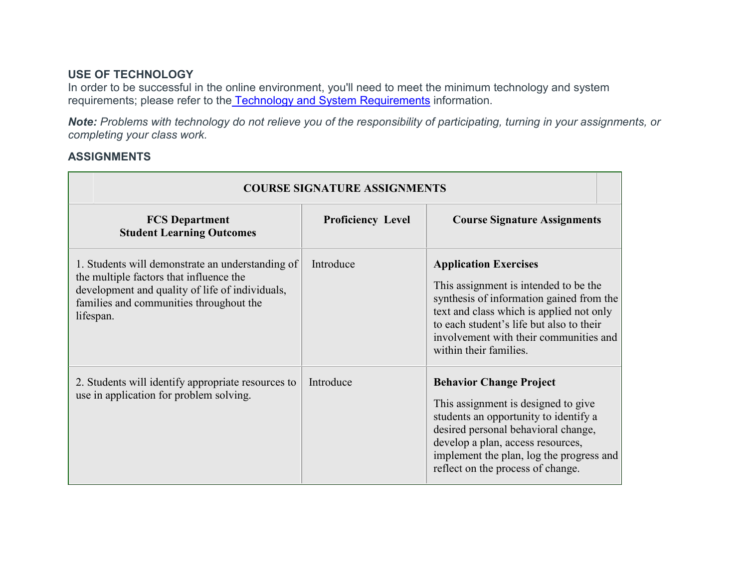## USE OF TECHNOLOGY

In order to be successful in the online environment, you'll need to meet the minimum technology and system requirements; please refer to the Technology and System Requirements information.

***Note:*** *Problems with technology do not relieve you of the responsibility of participating, turning in your assignments, or completing your class work.*

## ASSIGNMENTS

| COURSE SIGNATURE ASSIGNMENTS | | |
|---|---|---|
| **FCS Department Student Learning Outcomes** | **Proficiency Level** | **Course Signature Assignments** |
| 1. Students will demonstrate an understanding of the multiple factors that influence the development and quality of life of individuals, families and communities throughout the lifespan. | Introduce | **Application Exercises** This assignment is intended to be the synthesis of information gained from the text and class which is applied not only to each student's life but also to their involvement with their communities and within their families. |
| 2. Students will identify appropriate resources to use in application for problem solving. | Introduce | **Behavior Change Project** This assignment is designed to give students an opportunity to identify a desired personal behavioral change, develop a plan, access resources, implement the plan, log the progress and reflect on the process of change. |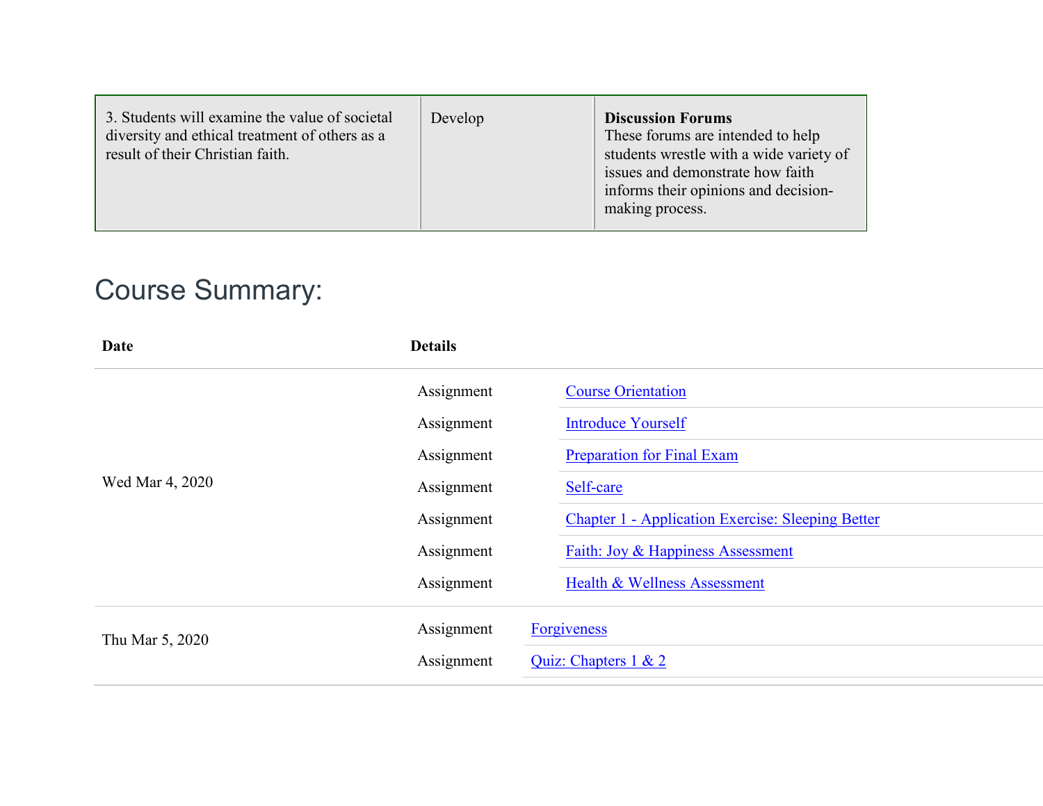| 3. Students will examine the value of societal diversity and ethical treatment of others as a result of their Christian faith. | Develop | **Discussion Forums** These forums are intended to help students wrestle with a wide variety of issues and demonstrate how faith informs their opinions and decision-making process. |
|---|---|---|

# Course Summary:

| Date | Details | |
|---|---|---|
| Wed Mar 4, 2020 | Assignment | Course Orientation |
| | Assignment | Introduce Yourself |
| | Assignment | Preparation for Final Exam |
| | Assignment | Self-care |
| | Assignment | Chapter 1 - Application Exercise: Sleeping Better |
| | Assignment | Faith: Joy & Happiness Assessment |
| | Assignment | Health & Wellness Assessment |
| Thu Mar 5, 2020 | Assignment | Forgiveness |
| | Assignment | Quiz: Chapters 1 & 2 |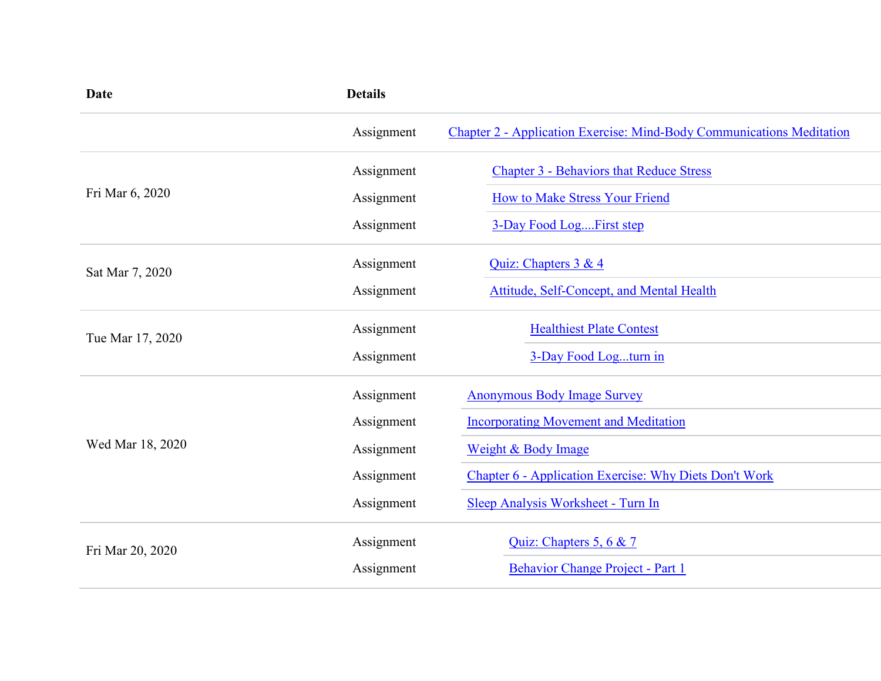| Date | Details | |
|---|---|---|
| | Assignment | Chapter 2 - Application Exercise: Mind-Body Communications Meditation |
| Fri Mar 6, 2020 | Assignment | Chapter 3 - Behaviors that Reduce Stress |
| | Assignment | How to Make Stress Your Friend |
| | Assignment | 3-Day Food Log....First step |
| Sat Mar 7, 2020 | Assignment | Quiz: Chapters 3 & 4 |
| | Assignment | Attitude, Self-Concept, and Mental Health |
| Tue Mar 17, 2020 | Assignment | Healthiest Plate Contest |
| | Assignment | 3-Day Food Log...turn in |
| Wed Mar 18, 2020 | Assignment | Anonymous Body Image Survey |
| | Assignment | Incorporating Movement and Meditation |
| | Assignment | Weight & Body Image |
| | Assignment | Chapter 6 - Application Exercise: Why Diets Don't Work |
| | Assignment | Sleep Analysis Worksheet - Turn In |
| Fri Mar 20, 2020 | Assignment | Quiz: Chapters 5, 6 & 7 |
| | Assignment | Behavior Change Project - Part 1 |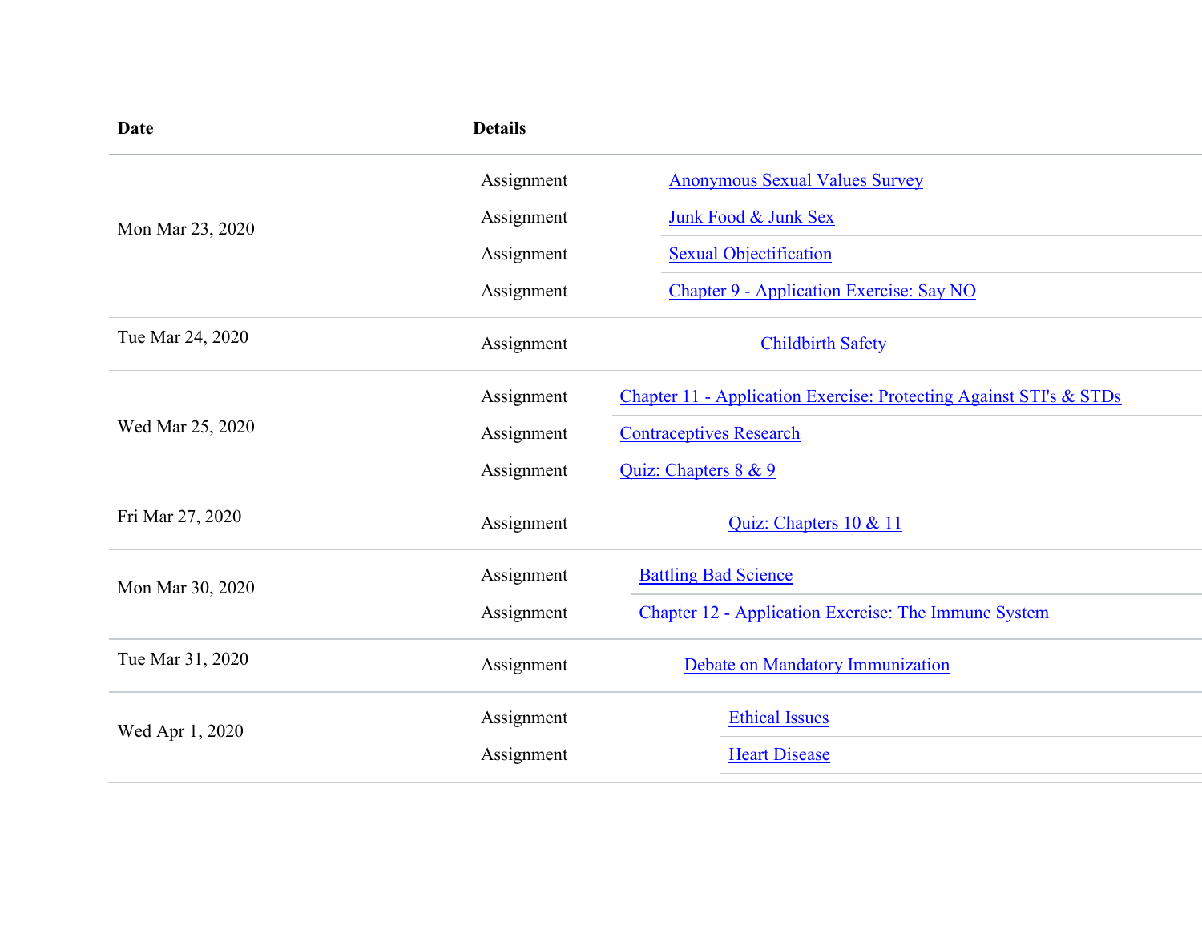| Date | Details | |
|---|---|---|
| Mon Mar 23, 2020 | Assignment | Anonymous Sexual Values Survey |
| | Assignment | Junk Food & Junk Sex |
| | Assignment | Sexual Objectification |
| | Assignment | Chapter 9 - Application Exercise: Say NO |
| Tue Mar 24, 2020 | Assignment | Childbirth Safety |
| Wed Mar 25, 2020 | Assignment | Chapter 11 - Application Exercise: Protecting Against STI's & STDs |
| | Assignment | Contraceptives Research |
| | Assignment | Quiz: Chapters 8 & 9 |
| Fri Mar 27, 2020 | Assignment | Quiz: Chapters 10 & 11 |
| Mon Mar 30, 2020 | Assignment | Battling Bad Science |
| | Assignment | Chapter 12 - Application Exercise: The Immune System |
| Tue Mar 31, 2020 | Assignment | Debate on Mandatory Immunization |
| Wed Apr 1, 2020 | Assignment | Ethical Issues |
| | Assignment | Heart Disease |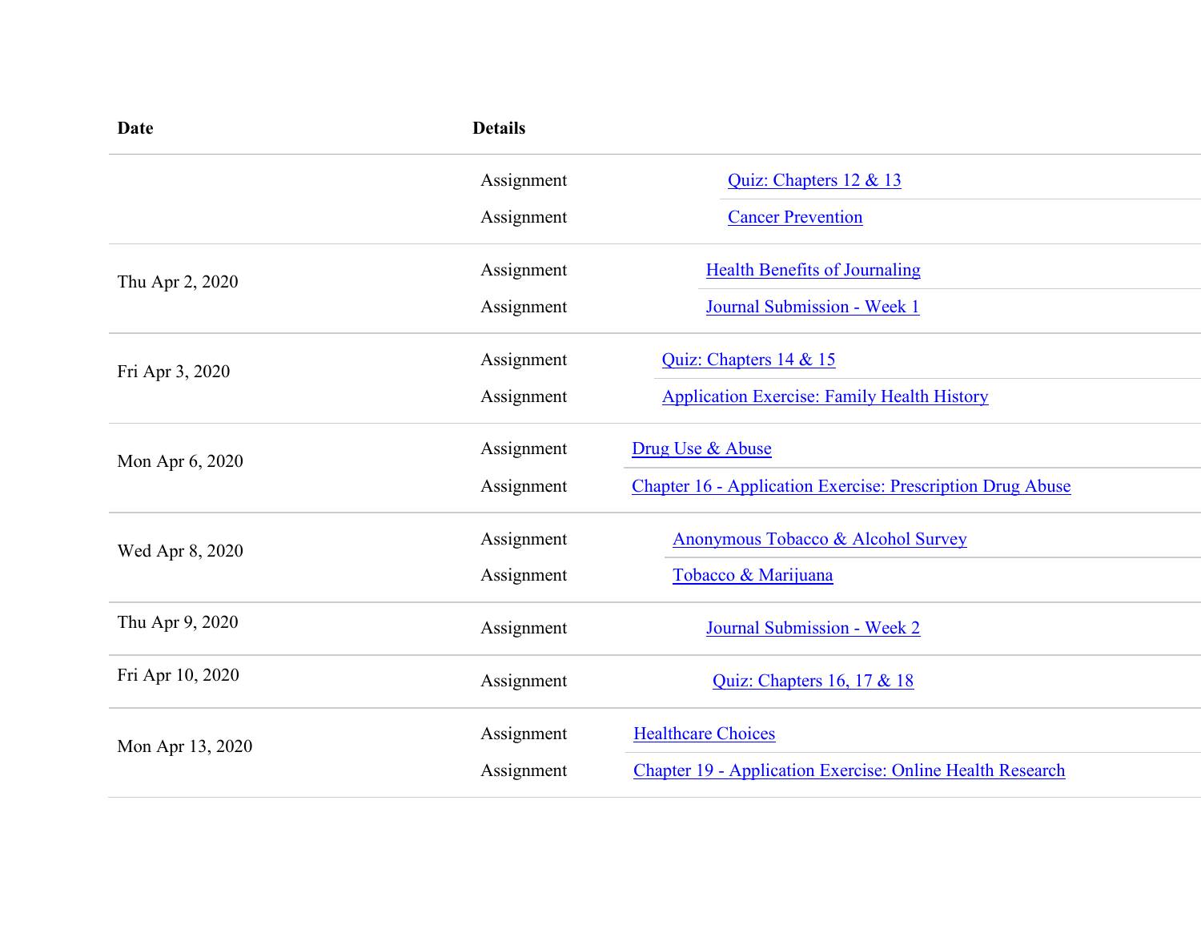| Date | Details | |
|---|---|---|
| | Assignment | Quiz: Chapters 12 & 13 |
| | Assignment | Cancer Prevention |
| Thu Apr 2, 2020 | Assignment | Health Benefits of Journaling |
| | Assignment | Journal Submission - Week 1 |
| Fri Apr 3, 2020 | Assignment | Quiz: Chapters 14 & 15 |
| | Assignment | Application Exercise: Family Health History |
| Mon Apr 6, 2020 | Assignment | Drug Use & Abuse |
| | Assignment | Chapter 16 - Application Exercise: Prescription Drug Abuse |
| Wed Apr 8, 2020 | Assignment | Anonymous Tobacco & Alcohol Survey |
| | Assignment | Tobacco & Marijuana |
| Thu Apr 9, 2020 | Assignment | Journal Submission - Week 2 |
| Fri Apr 10, 2020 | Assignment | Quiz: Chapters 16, 17 & 18 |
| Mon Apr 13, 2020 | Assignment | Healthcare Choices |
| | Assignment | Chapter 19 - Application Exercise: Online Health Research |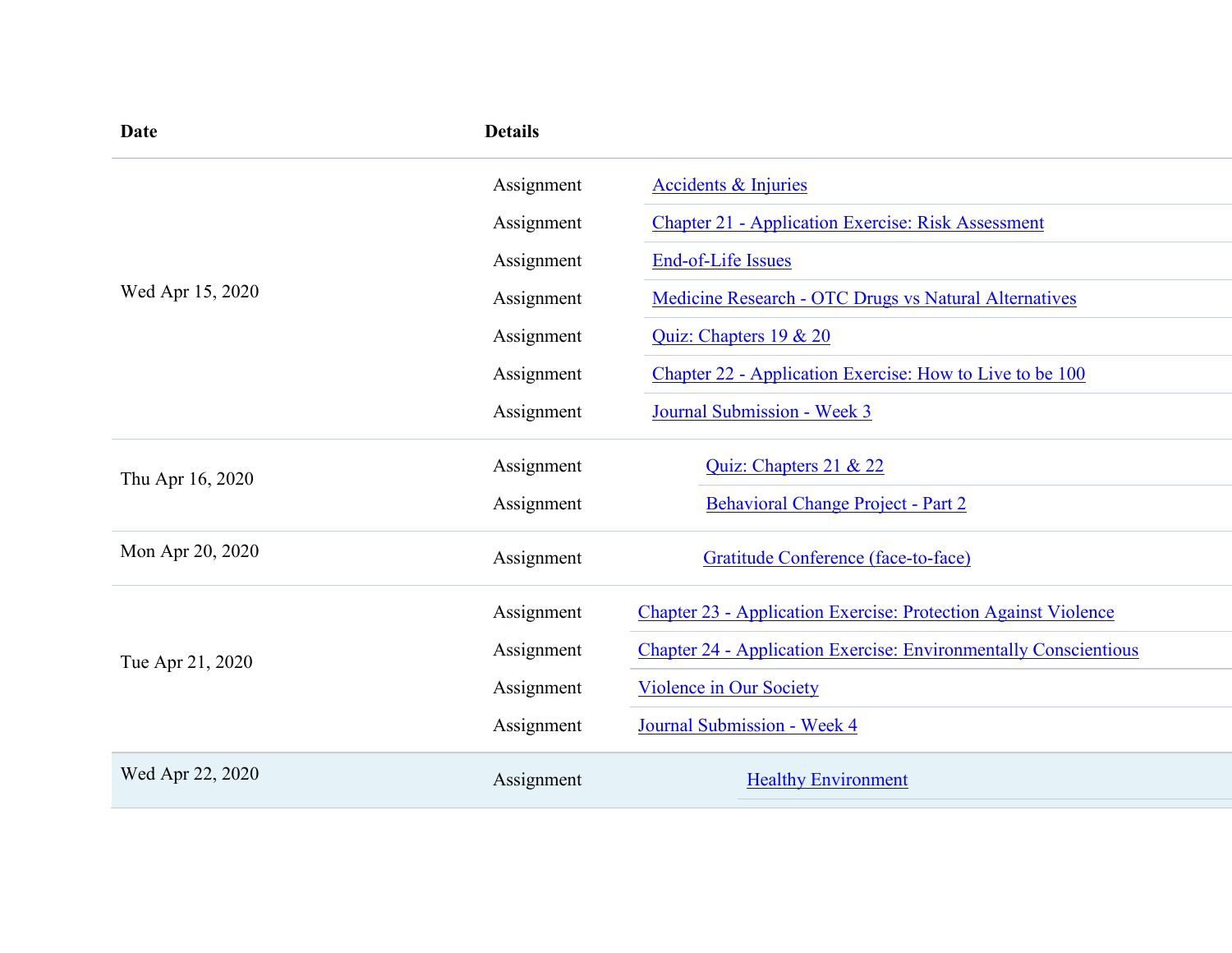| Date | Details | |
|---|---|---|
| Wed Apr 15, 2020 | Assignment | Accidents & Injuries |
| | Assignment | Chapter 21 - Application Exercise: Risk Assessment |
| | Assignment | End-of-Life Issues |
| | Assignment | Medicine Research - OTC Drugs vs Natural Alternatives |
| | Assignment | Quiz: Chapters 19 & 20 |
| | Assignment | Chapter 22 - Application Exercise: How to Live to be 100 |
| | Assignment | Journal Submission - Week 3 |
| Thu Apr 16, 2020 | Assignment | Quiz: Chapters 21 & 22 |
| | Assignment | Behavioral Change Project - Part 2 |
| Mon Apr 20, 2020 | Assignment | Gratitude Conference (face-to-face) |
| Tue Apr 21, 2020 | Assignment | Chapter 23 - Application Exercise: Protection Against Violence |
| | Assignment | Chapter 24 - Application Exercise: Environmentally Conscientious |
| | Assignment | Violence in Our Society |
| | Assignment | Journal Submission - Week 4 |
| Wed Apr 22, 2020 | Assignment | Healthy Environment |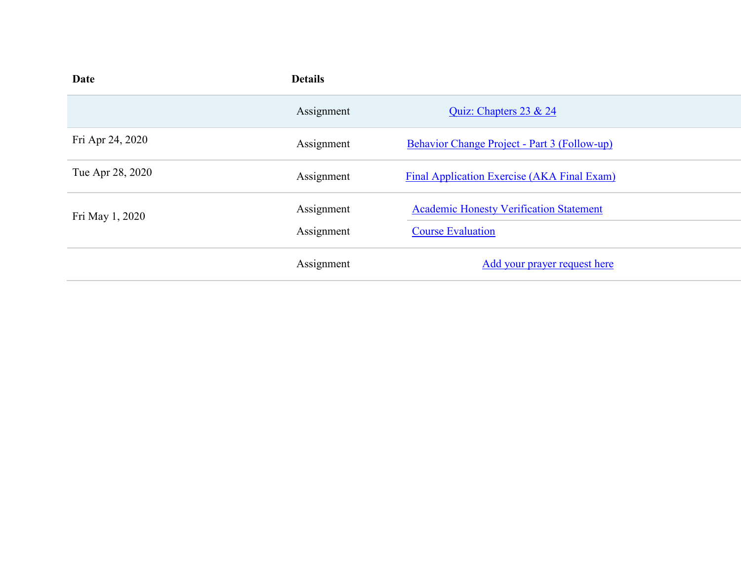| Date | Details | |
|---|---|---|
| | Assignment | Quiz: Chapters 23 & 24 |
| Fri Apr 24, 2020 | Assignment | Behavior Change Project - Part 3 (Follow-up) |
| Tue Apr 28, 2020 | Assignment | Final Application Exercise (AKA Final Exam) |
| Fri May 1, 2020 | Assignment | Academic Honesty Verification Statement |
| | Assignment | Course Evaluation |
| | Assignment | Add your prayer request here |